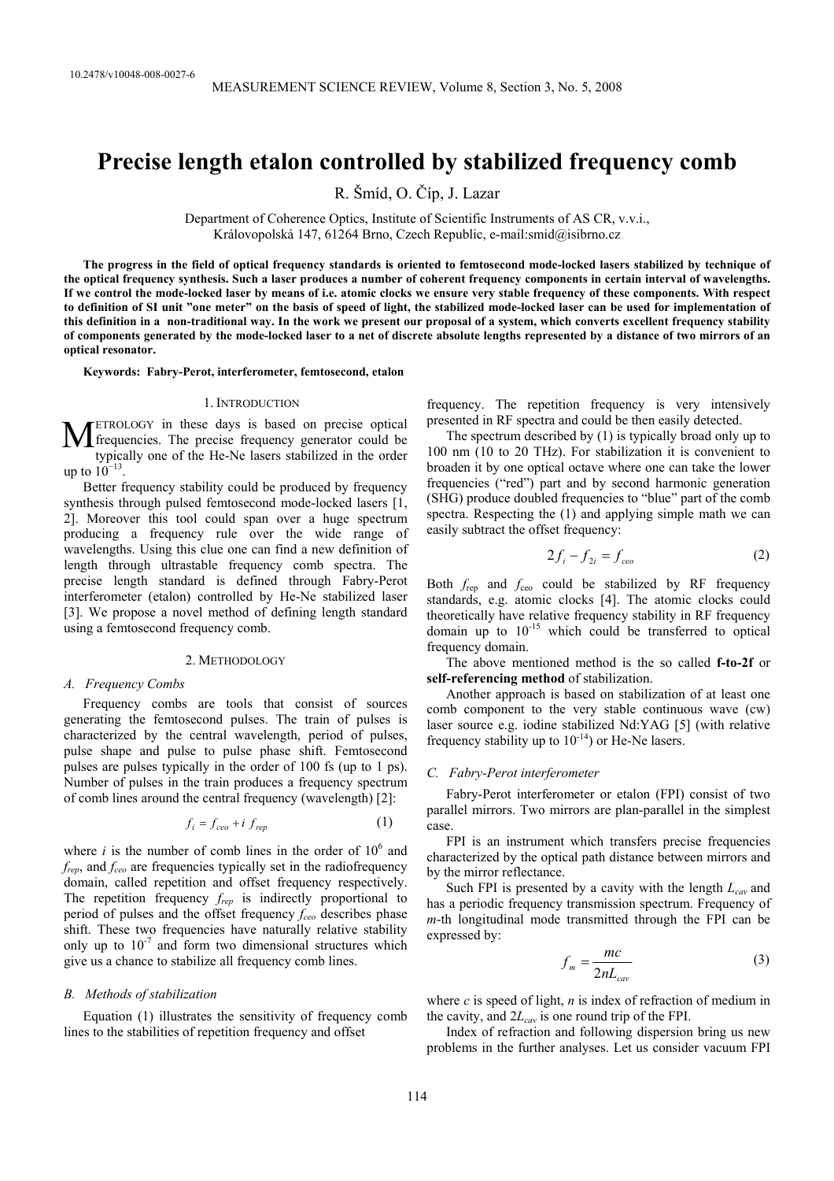10.2478/v10048-008-0027-6

# Precise length etalon controlled by stabilized frequency comb

R. Šmíd, O. Číp, J. Lazar

Department of Coherence Optics, Institute of Scientific Instruments of AS CR, v.v.i., Královopolská 147, 61264 Brno, Czech Republic, e-mail:smid@isibrno.cz

**The progress in the field of optical frequency standards is oriented to femtosecond mode-locked lasers stabilized by technique of the optical frequency synthesis. Such a laser produces a number of coherent frequency components in certain interval of wavelengths. If we control the mode-locked laser by means of i.e. atomic clocks we ensure very stable frequency of these components. With respect to definition of SI unit "one meter" on the basis of speed of light, the stabilized mode-locked laser can be used for implementation of this definition in a non-traditional way. In the work we present our proposal of a system, which converts excellent frequency stability of components generated by the mode-locked laser to a net of discrete absolute lengths represented by a distance of two mirrors of an optical resonator.**

**Keywords: Fabry-Perot, interferometer, femtosecond, etalon**

## 1. Introduction

Metrology in these days is based on precise optical frequencies. The precise frequency generator could be typically one of the He-Ne lasers stabilized in the order up to $10^{-13}$.

Better frequency stability could be produced by frequency synthesis through pulsed femtosecond mode-locked lasers [1, 2]. Moreover this tool could span over a huge spectrum producing a frequency rule over the wide range of wavelengths. Using this clue one can find a new definition of length through ultrastable frequency comb spectra. The precise length standard is defined through Fabry-Perot interferometer (etalon) controlled by He-Ne stabilized laser [3]. We propose a novel method of defining length standard using a femtosecond frequency comb.

## 2. Methodology

### *A. Frequency Combs*

Frequency combs are tools that consist of sources generating the femtosecond pulses. The train of pulses is characterized by the central wavelength, period of pulses, pulse shape and pulse to pulse phase shift. Femtosecond pulses are pulses typically in the order of 100 fs (up to 1 ps). Number of pulses in the train produces a frequency spectrum of comb lines around the central frequency (wavelength) [2]:

$$f_i = f_{ceo} + i\, f_{rep} \tag{1}$$

where $i$ is the number of comb lines in the order of $10^6$ and $f_{rep}$, and $f_{ceo}$ are frequencies typically set in the radiofrequency domain, called repetition and offset frequency respectively. The repetition frequency $f_{rep}$ is indirectly proportional to period of pulses and the offset frequency $f_{ceo}$ describes phase shift. These two frequencies have naturally relative stability only up to $10^{-7}$ and form two dimensional structures which give us a chance to stabilize all frequency comb lines.

### *B. Methods of stabilization*

Equation (1) illustrates the sensitivity of frequency comb lines to the stabilities of repetition frequency and offset frequency. The repetition frequency is very intensively presented in RF spectra and could be then easily detected.

The spectrum described by (1) is typically broad only up to 100 nm (10 to 20 THz). For stabilization it is convenient to broaden it by one optical octave where one can take the lower frequencies ("red") part and by second harmonic generation (SHG) produce doubled frequencies to "blue" part of the comb spectra. Respecting the (1) and applying simple math we can easily subtract the offset frequency:

$$2f_i - f_{2i} = f_{ceo} \tag{2}$$

Both $f_{rep}$ and $f_{ceo}$ could be stabilized by RF frequency standards, e.g. atomic clocks [4]. The atomic clocks could theoretically have relative frequency stability in RF frequency domain up to $10^{-15}$ which could be transferred to optical frequency domain.

The above mentioned method is the so called **f-to-2f** or **self-referencing method** of stabilization.

Another approach is based on stabilization of at least one comb component to the very stable continuous wave (cw) laser source e.g. iodine stabilized Nd:YAG [5] (with relative frequency stability up to $10^{-14}$) or He-Ne lasers.

### *C. Fabry-Perot interferometer*

Fabry-Perot interferometer or etalon (FPI) consist of two parallel mirrors. Two mirrors are plan-parallel in the simplest case.

FPI is an instrument which transfers precise frequencies characterized by the optical path distance between mirrors and by the mirror reflectance.

Such FPI is presented by a cavity with the length $L_{cav}$ and has a periodic frequency transmission spectrum. Frequency of $m$-th longitudinal mode transmitted through the FPI can be expressed by:

$$f_m = \frac{mc}{2nL_{cav}} \tag{3}$$

where $c$ is speed of light, $n$ is index of refraction of medium in the cavity, and $2L_{cav}$ is one round trip of the FPI.

Index of refraction and following dispersion bring us new problems in the further analyses. Let us consider vacuum FPI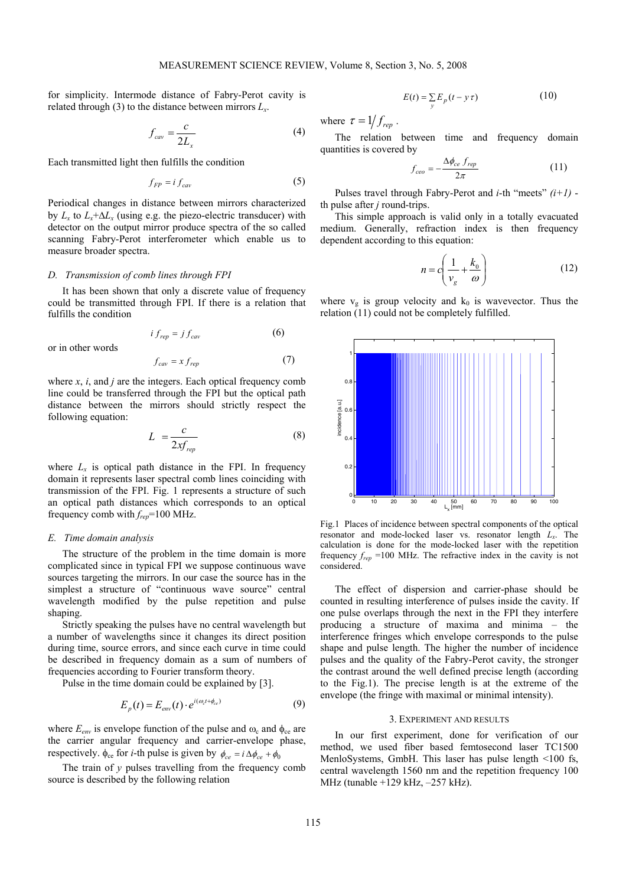for simplicity. Intermode distance of Fabry-Perot cavity is related through (3) to the distance between mirrors $L_x$.

$$f_{cav} = \frac{c}{2L_x} \tag{4}$$

Each transmitted light then fulfills the condition

$$f_{FP} = i\, f_{cav} \tag{5}$$

Periodical changes in distance between mirrors characterized by $L_x$ to $L_x+\Delta L_x$ (using e.g. the piezo-electric transducer) with detector on the output mirror produce spectra of the so called scanning Fabry-Perot interferometer which enable us to measure broader spectra.

### *D. Transmission of comb lines through FPI*

It has been shown that only a discrete value of frequency could be transmitted through FPI. If there is a relation that fulfills the condition

$$i\, f_{rep} = j\, f_{cav} \tag{6}$$

or in other words

$$f_{cav} = x\, f_{rep} \tag{7}$$

where *x*, *i*, and *j* are the integers. Each optical frequency comb line could be transferred through the FPI but the optical path distance between the mirrors should strictly respect the following equation:

$$L = \frac{c}{2x f_{rep}} \tag{8}$$

where $L_x$ is optical path distance in the FPI. In frequency domain it represents laser spectral comb lines coinciding with transmission of the FPI. Fig. 1 represents a structure of such an optical path distances which corresponds to an optical frequency comb with $f_{rep}$=100 MHz.

### *E. Time domain analysis*

The structure of the problem in the time domain is more complicated since in typical FPI we suppose continuous wave sources targeting the mirrors. In our case the source has in the simplest a structure of "continuous wave source" central wavelength modified by the pulse repetition and pulse shaping.

Strictly speaking the pulses have no central wavelength but a number of wavelengths since it changes its direct position during time, source errors, and since each curve in time could be described in frequency domain as a sum of numbers of frequencies according to Fourier transform theory.

Pulse in the time domain could be explained by [3].

$$E_p(t) = E_{env}(t) \cdot e^{i(\omega_c t + \phi_{ce})} \tag{9}$$

where $E_{env}$ is envelope function of the pulse and $\omega_c$ and $\phi_{ce}$ are the carrier angular frequency and carrier-envelope phase, respectively. $\phi_{ce}$ for *i*-th pulse is given by $\phi_{ce} = i\,\Delta\phi_{ce} + \phi_0$

The train of *y* pulses travelling from the frequency comb source is described by the following relation

$$E(t) = \sum_y E_p(t - y\,\tau) \tag{10}$$

where $\tau = 1/f_{rep}$ .

The relation between time and frequency domain quantities is covered by

$$f_{ceo} = -\frac{\Delta\phi_{ce}\, f_{rep}}{2\pi} \tag{11}$$

Pulses travel through Fabry-Perot and *i*-th "meets" *(i+1)* -th pulse after *j* round-trips.

This simple approach is valid only in a totally evacuated medium. Generally, refraction index is then frequency dependent according to this equation:

$$n = c\left(\frac{1}{v_g} + \frac{k_0}{\omega}\right) \tag{12}$$

where $v_g$ is group velocity and $k_0$ is wavevector. Thus the relation (11) could not be completely fulfilled.

Fig.1 Places of incidence between spectral components of the optical resonator and mode-locked laser vs. resonator length $L_x$. The calculation is done for the mode-locked laser with the repetition frequency $f_{rep}$ =100 MHz. The refractive index in the cavity is not considered.

The effect of dispersion and carrier-phase should be counted in resulting interference of pulses inside the cavity. If one pulse overlaps through the next in the FPI they interfere producing a structure of maxima and minima – the interference fringes which envelope corresponds to the pulse shape and pulse length. The higher the number of incidence pulses and the quality of the Fabry-Perot cavity, the stronger the contrast around the well defined precise length (according to the Fig.1). The precise length is at the extreme of the envelope (the fringe with maximal or minimal intensity).

## 3. Experiment and Results

In our first experiment, done for verification of our method, we used fiber based femtosecond laser TC1500 MenloSystems, GmbH. This laser has pulse length <100 fs, central wavelength 1560 nm and the repetition frequency 100 MHz (tunable +129 kHz, –257 kHz).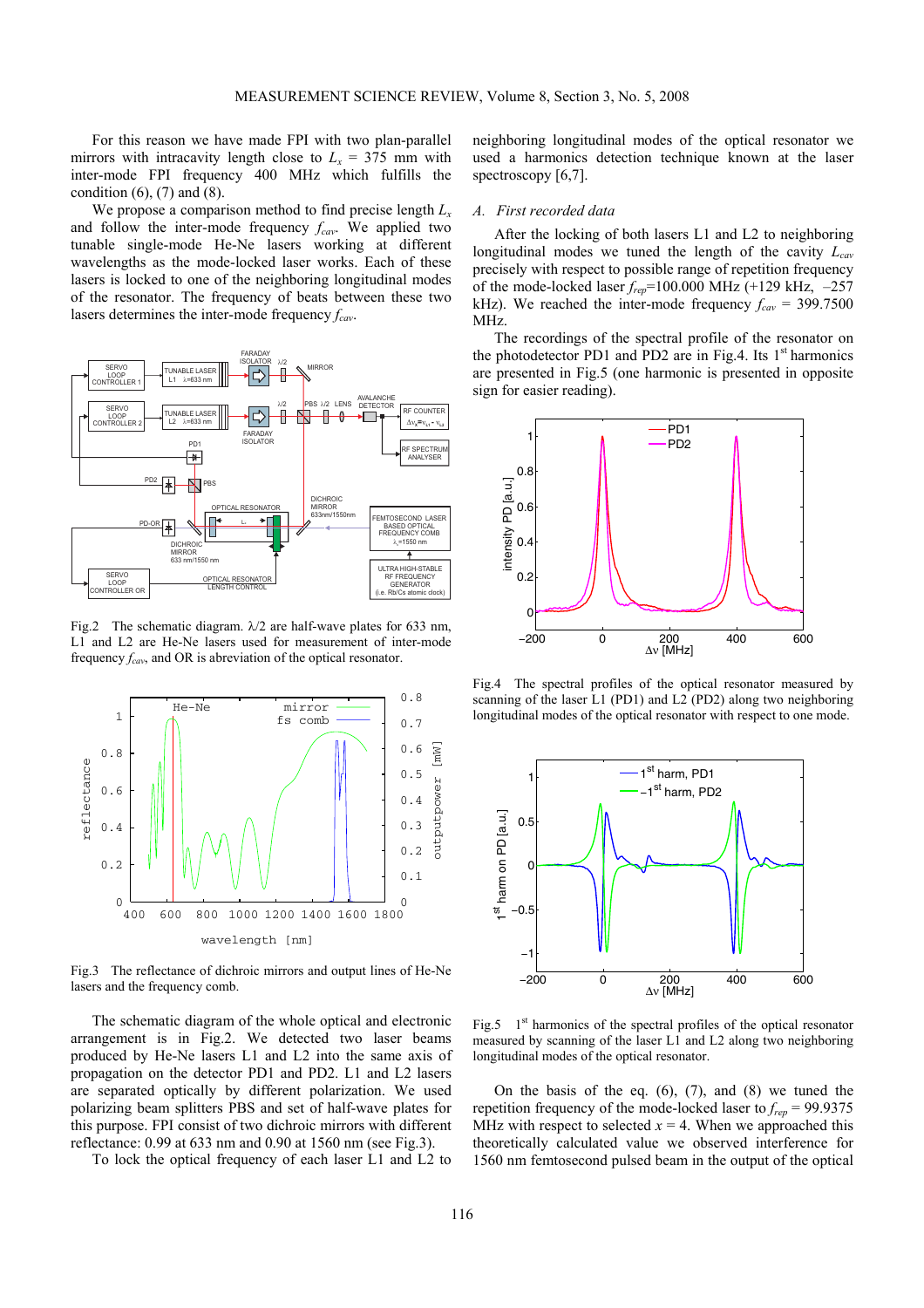For this reason we have made FPI with two plan-parallel mirrors with intracavity length close to $L_x$ = 375 mm with inter-mode FPI frequency 400 MHz which fulfills the condition (6), (7) and (8).

We propose a comparison method to find precise length $L_x$ and follow the inter-mode frequency $f_{cav}$. We applied two tunable single-mode He-Ne lasers working at different wavelengths as the mode-locked laser works. Each of these lasers is locked to one of the neighboring longitudinal modes of the resonator. The frequency of beats between these two lasers determines the inter-mode frequency $f_{cav}$.

Fig.2 The schematic diagram. λ/2 are half-wave plates for 633 nm, L1 and L2 are He-Ne lasers used for measurement of inter-mode frequency $f_{cav}$, and OR is abreviation of the optical resonator.

Fig.3 The reflectance of dichroic mirrors and output lines of He-Ne lasers and the frequency comb.

The schematic diagram of the whole optical and electronic arrangement is in Fig.2. We detected two laser beams produced by He-Ne lasers L1 and L2 into the same axis of propagation on the detector PD1 and PD2. L1 and L2 lasers are separated optically by different polarization. We used polarizing beam splitters PBS and set of half-wave plates for this purpose. FPI consist of two dichroic mirrors with different reflectance: 0.99 at 633 nm and 0.90 at 1560 nm (see Fig.3).

To lock the optical frequency of each laser L1 and L2 to neighboring longitudinal modes of the optical resonator we used a harmonics detection technique known at the laser spectroscopy [6,7].

## A. First recorded data

After the locking of both lasers L1 and L2 to neighboring longitudinal modes we tuned the length of the cavity $L_{cav}$ precisely with respect to possible range of repetition frequency of the mode-locked laser $f_{rep}$=100.000 MHz (+129 kHz, –257 kHz). We reached the inter-mode frequency $f_{cav}$ = 399.7500 MHz.

The recordings of the spectral profile of the resonator on the photodetector PD1 and PD2 are in Fig.4. Its 1st harmonics are presented in Fig.5 (one harmonic is presented in opposite sign for easier reading).

Fig.4 The spectral profiles of the optical resonator measured by scanning of the laser L1 (PD1) and L2 (PD2) along two neighboring longitudinal modes of the optical resonator with respect to one mode.

Fig.5 1st harmonics of the spectral profiles of the optical resonator measured by scanning of the laser L1 and L2 along two neighboring longitudinal modes of the optical resonator.

On the basis of the eq. (6), (7), and (8) we tuned the repetition frequency of the mode-locked laser to $f_{rep}$ = 99.9375 MHz with respect to selected $x$ = 4. When we approached this theoretically calculated value we observed interference for 1560 nm femtosecond pulsed beam in the output of the optical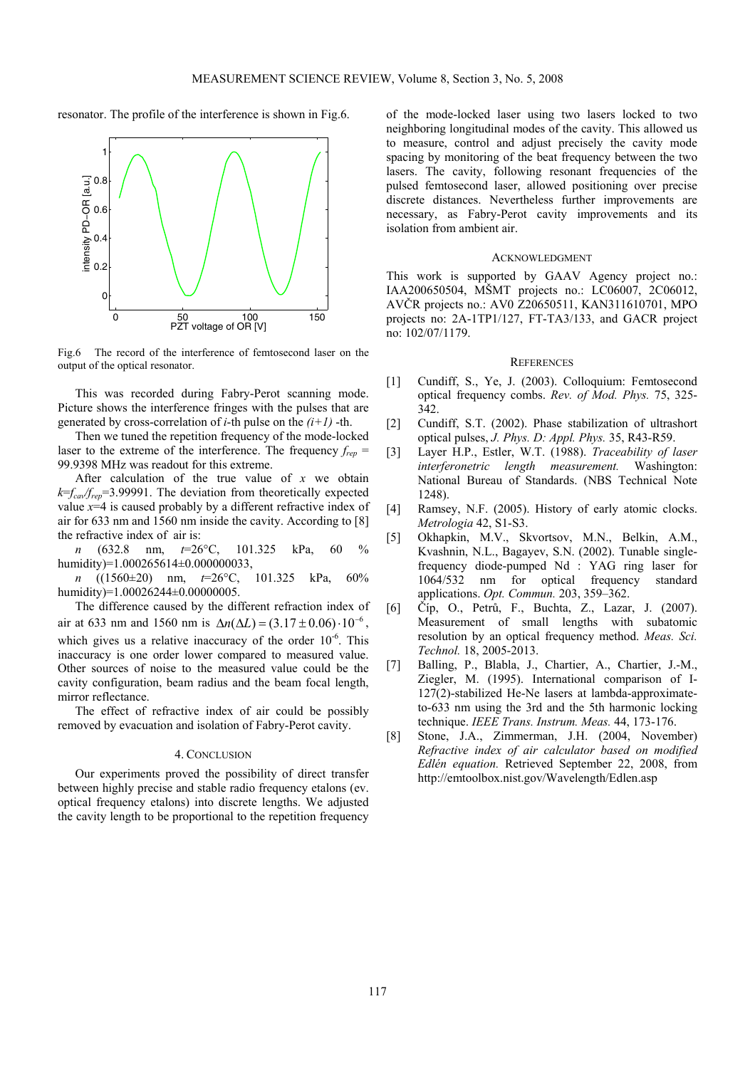resonator. The profile of the interference is shown in Fig.6.

intensity PD–OR [a.u.]
1
0.8
0.6
0.4
0.2
0
0
50
100
150
PZT voltage of OR [V]

Fig.6 The record of the interference of femtosecond laser on the output of the optical resonator.

This was recorded during Fabry-Perot scanning mode. Picture shows the interference fringes with the pulses that are generated by cross-correlation of *i*-th pulse on the *(i+1)* -th.

Then we tuned the repetition frequency of the mode-locked laser to the extreme of the interference. The frequency $f_{rep}$ = 99.9398 MHz was readout for this extreme.

After calculation of the true value of $x$ we obtain $k=f_{cav}/f_{rep}$=3.99991. The deviation from theoretically expected value $x$=4 is caused probably by a different refractive index of air for 633 nm and 1560 nm inside the cavity. According to [8] the refractive index of air is:

$n$ (632.8 nm, $t$=26°C, 101.325 kPa, 60 % humidity)=1.000265614±0.000000033,

$n$ ((1560±20) nm, $t$=26°C, 101.325 kPa, 60% humidity)=1.00026244±0.00000005.

The difference caused by the different refraction index of air at 633 nm and 1560 nm is $\Delta n(\Delta L) = (3.17 \pm 0.06) \cdot 10^{-6}$, which gives us a relative inaccuracy of the order $10^{-6}$. This inaccuracy is one order lower compared to measured value. Other sources of noise to the measured value could be the cavity configuration, beam radius and the beam focal length, mirror reflectance.

The effect of refractive index of air could be possibly removed by evacuation and isolation of Fabry-Perot cavity.

## 4. Conclusion

Our experiments proved the possibility of direct transfer between highly precise and stable radio frequency etalons (ev. optical frequency etalons) into discrete lengths. We adjusted the cavity length to be proportional to the repetition frequency of the mode-locked laser using two lasers locked to two neighboring longitudinal modes of the cavity. This allowed us to measure, control and adjust precisely the cavity mode spacing by monitoring of the beat frequency between the two lasers. The cavity, following resonant frequencies of the pulsed femtosecond laser, allowed positioning over precise discrete distances. Nevertheless further improvements are necessary, as Fabry-Perot cavity improvements and its isolation from ambient air.

## Acknowledgment

This work is supported by GAAV Agency project no.: IAA200650504, MŠMT projects no.: LC06007, 2C06012, AVČR projects no.: AV0 Z20650511, KAN311610701, MPO projects no: 2A-1TP1/127, FT-TA3/133, and GACR project no: 102/07/1179.

## References

[1] Cundiff, S., Ye, J. (2003). Colloquium: Femtosecond optical frequency combs. *Rev. of Mod. Phys.* 75, 325-342.

[2] Cundiff, S.T. (2002). Phase stabilization of ultrashort optical pulses, *J. Phys. D: Appl. Phys.* 35, R43-R59.

[3] Layer H.P., Estler, W.T. (1988). *Traceability of laser interferonetric length measurement.* Washington: National Bureau of Standards. (NBS Technical Note 1248).

[4] Ramsey, N.F. (2005). History of early atomic clocks. *Metrologia* 42, S1-S3.

[5] Okhapkin, M.V., Skvortsov, M.N., Belkin, A.M., Kvashnin, N.L., Bagayev, S.N. (2002). Tunable single-frequency diode-pumped Nd : YAG ring laser for 1064/532 nm for optical frequency standard applications. *Opt. Commun.* 203, 359–362.

[6] Číp, O., Petrů, F., Buchta, Z., Lazar, J. (2007). Measurement of small lengths with subatomic resolution by an optical frequency method. *Meas. Sci. Technol.* 18, 2005-2013.

[7] Balling, P., Blabla, J., Chartier, A., Chartier, J.-M., Ziegler, M. (1995). International comparison of I-127(2)-stabilized He-Ne lasers at lambda-approximate-to-633 nm using the 3rd and the 5th harmonic locking technique. *IEEE Trans. Instrum. Meas.* 44, 173-176.

[8] Stone, J.A., Zimmerman, J.H. (2004, November) *Refractive index of air calculator based on modified Edlén equation.* Retrieved September 22, 2008, from http://emtoolbox.nist.gov/Wavelength/Edlen.asp